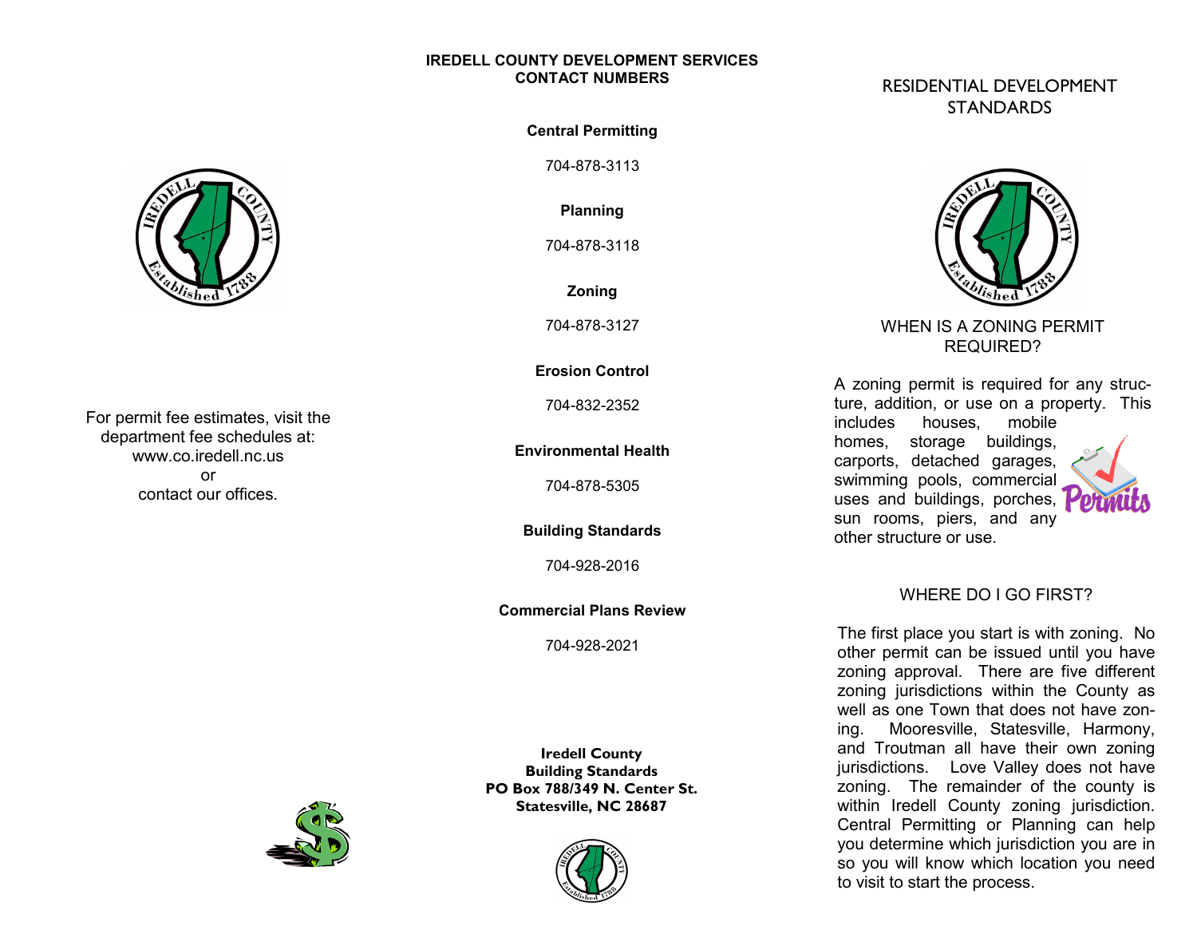For permit fee estimates, visit the department fee schedules at: www.co.iredell.nc.us or contact our offices.

## IREDELL COUNTY DEVELOPMENT SERVICES CONTACT NUMBERS

**Central Permitting**

704-878-3113

**Planning**

704-878-3118

**Zoning**

704-878-3127

**Erosion Control**

704-832-2352

**Environmental Health**

704-878-5305

**Building Standards**

704-928-2016

**Commercial Plans Review**

704-928-2021

**Iredell County**
**Building Standards**
**PO Box 788/349 N. Center St.**
**Statesville, NC 28687**

# RESIDENTIAL DEVELOPMENT STANDARDS

## WHEN IS A ZONING PERMIT REQUIRED?

A zoning permit is required for any structure, addition, or use on a property. This includes houses, mobile homes, storage buildings, carports, detached garages, swimming pools, commercial uses and buildings, porches, sun rooms, piers, and any other structure or use.

## WHERE DO I GO FIRST?

The first place you start is with zoning. No other permit can be issued until you have zoning approval. There are five different zoning jurisdictions within the County as well as one Town that does not have zoning. Mooresville, Statesville, Harmony, and Troutman all have their own zoning jurisdictions. Love Valley does not have zoning. The remainder of the county is within Iredell County zoning jurisdiction. Central Permitting or Planning can help you determine which jurisdiction you are in so you will know which location you need to visit to start the process.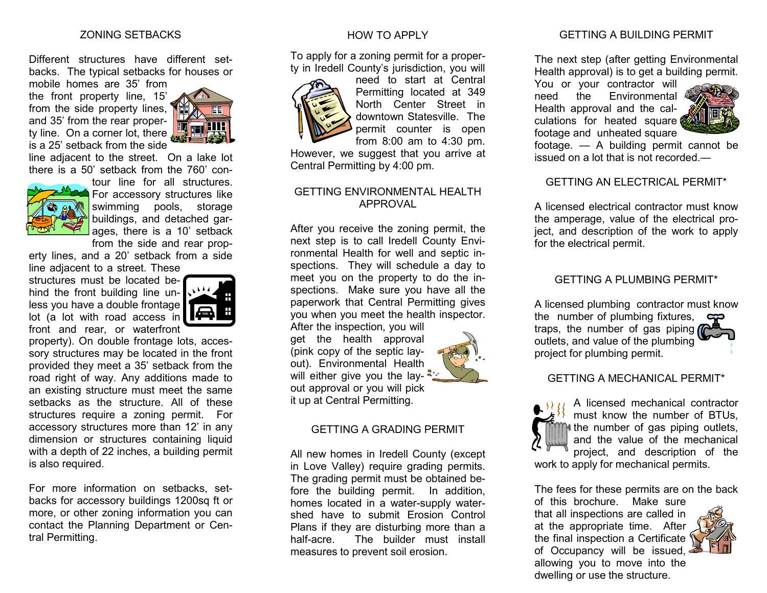## ZONING SETBACKS

Different structures have different setbacks. The typical setbacks for houses or mobile homes are 35' from the front property line, 15' from the side property lines, and 35' from the rear property line. On a corner lot, there is a 25' setback from the side line adjacent to the street. On a lake lot there is a 50' setback from the 760' contour line for all structures. For accessory structures like swimming pools, storage buildings, and detached garages, there is a 10' setback from the side and rear property lines, and a 20' setback from a side line adjacent to a street. These structures must be located behind the front building line unless you have a double frontage lot (a lot with road access in front and rear, or waterfront property). On double frontage lots, accessory structures may be located in the front provided they meet a 35' setback from the road right of way. Any additions made to an existing structure must meet the same setbacks as the structure. All of these structures require a zoning permit. For accessory structures more than 12' in any dimension or structures containing liquid with a depth of 22 inches, a building permit is also required.

For more information on setbacks, setbacks for accessory buildings 1200sq ft or more, or other zoning information you can contact the Planning Department or Central Permitting.

## HOW TO APPLY

To apply for a zoning permit for a property in Iredell County's jurisdiction, you will need to start at Central Permitting located at 349 North Center Street in downtown Statesville. The permit counter is open from 8:00 am to 4:30 pm. However, we suggest that you arrive at Central Permitting by 4:00 pm.

## GETTING ENVIRONMENTAL HEALTH APPROVAL

After you receive the zoning permit, the next step is to call Iredell County Environmental Health for well and septic inspections. They will schedule a day to meet you on the property to do the inspections. Make sure you have all the paperwork that Central Permitting gives you when you meet the health inspector. After the inspection, you will get the health approval (pink copy of the septic layout). Environmental Health will either give you the layout approval or you will pick it up at Central Permitting.

## GETTING A GRADING PERMIT

All new homes in Iredell County (except in Love Valley) require grading permits. The grading permit must be obtained before the building permit. In addition, homes located in a water-supply watershed have to submit Erosion Control Plans if they are disturbing more than a half-acre. The builder must install measures to prevent soil erosion.

## GETTING A BUILDING PERMIT

The next step (after getting Environmental Health approval) is to get a building permit. You or your contractor will need the Environmental Health approval and the calculations for heated square footage and unheated square footage. — A building permit cannot be issued on a lot that is not recorded.—

## GETTING AN ELECTRICAL PERMIT*

A licensed electrical contractor must know the amperage, value of the electrical project, and description of the work to apply for the electrical permit.

## GETTING A PLUMBING PERMIT*

A licensed plumbing contractor must know the number of plumbing fixtures, traps, the number of gas piping outlets, and value of the plumbing project for plumbing permit.

## GETTING A MECHANICAL PERMIT*

A licensed mechanical contractor must know the number of BTUs, the number of gas piping outlets, and the value of the mechanical project, and description of the work to apply for mechanical permits.

The fees for these permits are on the back of this brochure. Make sure that all inspections are called in at the appropriate time. After the final inspection a Certificate of Occupancy will be issued, allowing you to move into the dwelling or use the structure.